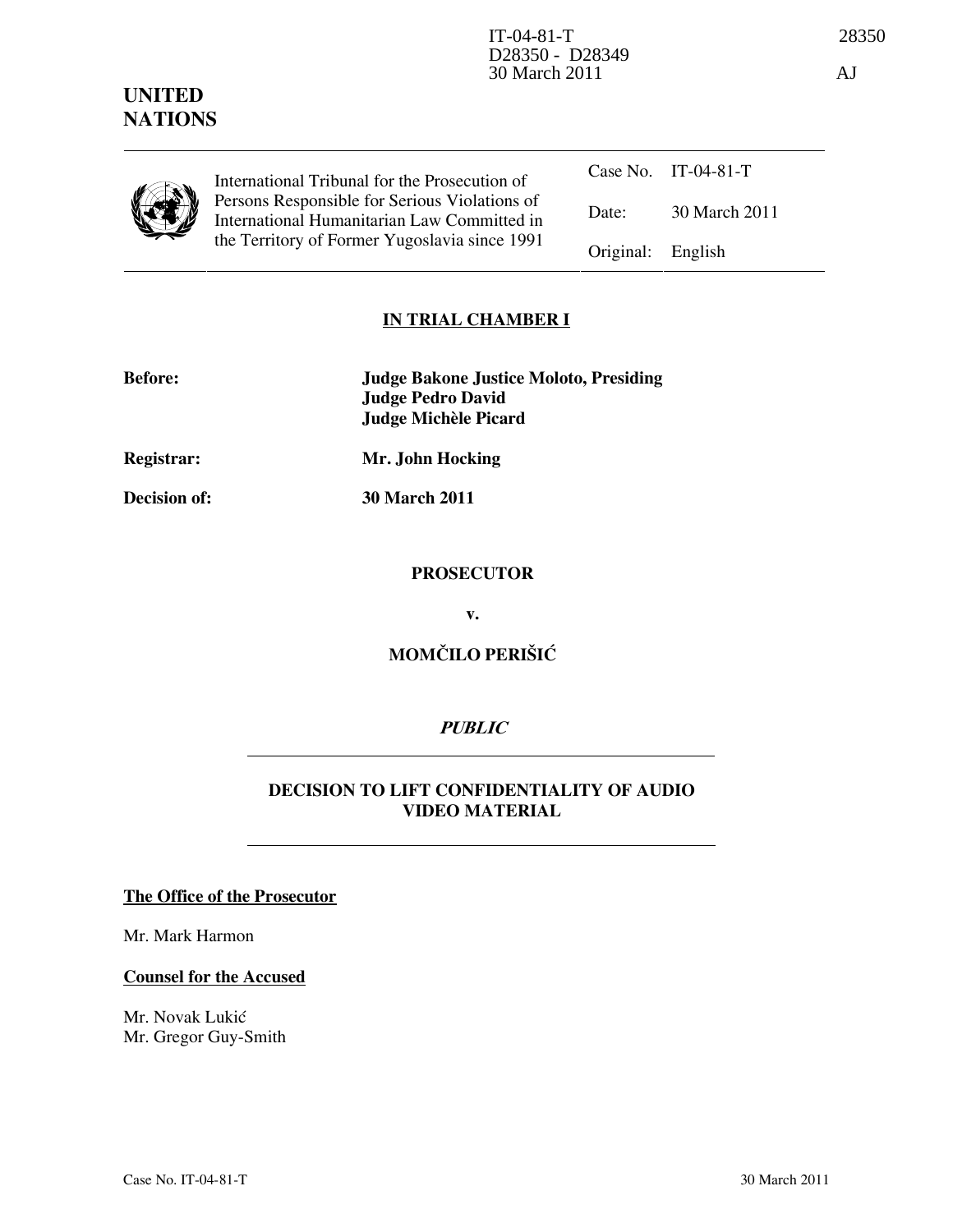IT-04-81-T
D28350 - D28349
30 March 2011

28350

AJ

**UNITED NATIONS**

| International Tribunal for the Prosecution of Persons Responsible for Serious Violations of International Humanitarian Law Committed in the Territory of Former Yugoslavia since 1991 | Case No. | IT-04-81-T |
|---|---|---|
| | Date: | 30 March 2011 |
| | Original: | English |

**IN TRIAL CHAMBER I**

**Before:** **Judge Bakone Justice Moloto, Presiding**
**Judge Pedro David**
**Judge Michèle Picard**

**Registrar:** **Mr. John Hocking**

**Decision of:** **30 March 2011**

**PROSECUTOR**

**v.**

**MOMČILO PERIŠIĆ**

***PUBLIC***

**DECISION TO LIFT CONFIDENTIALITY OF AUDIO VIDEO MATERIAL**

**The Office of the Prosecutor**

Mr. Mark Harmon

**Counsel for the Accused**

Mr. Novak Lukić
Mr. Gregor Guy-Smith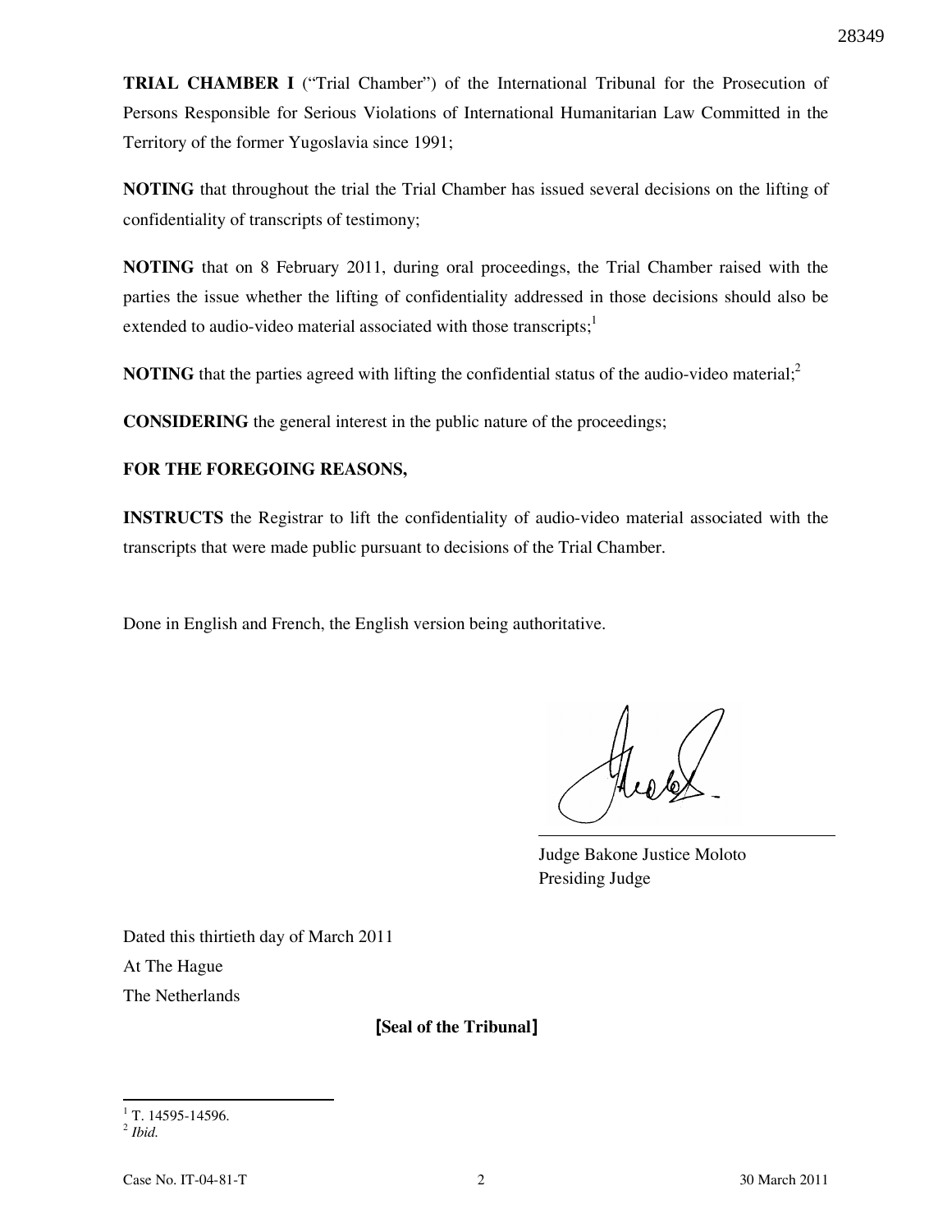**TRIAL CHAMBER I** ("Trial Chamber") of the International Tribunal for the Prosecution of Persons Responsible for Serious Violations of International Humanitarian Law Committed in the Territory of the former Yugoslavia since 1991;

**NOTING** that throughout the trial the Trial Chamber has issued several decisions on the lifting of confidentiality of transcripts of testimony;

**NOTING** that on 8 February 2011, during oral proceedings, the Trial Chamber raised with the parties the issue whether the lifting of confidentiality addressed in those decisions should also be extended to audio-video material associated with those transcripts;[1]

**NOTING** that the parties agreed with lifting the confidential status of the audio-video material;[2]

**CONSIDERING** the general interest in the public nature of the proceedings;

**FOR THE FOREGOING REASONS,**

**INSTRUCTS** the Registrar to lift the confidentiality of audio-video material associated with the transcripts that were made public pursuant to decisions of the Trial Chamber.

Done in English and French, the English version being authoritative.

Judge Bakone Justice Moloto
Presiding Judge

Dated this thirtieth day of March 2011
At The Hague
The Netherlands

**[Seal of the Tribunal]**

---

[1] T. 14595-14596.

[2] *Ibid.*